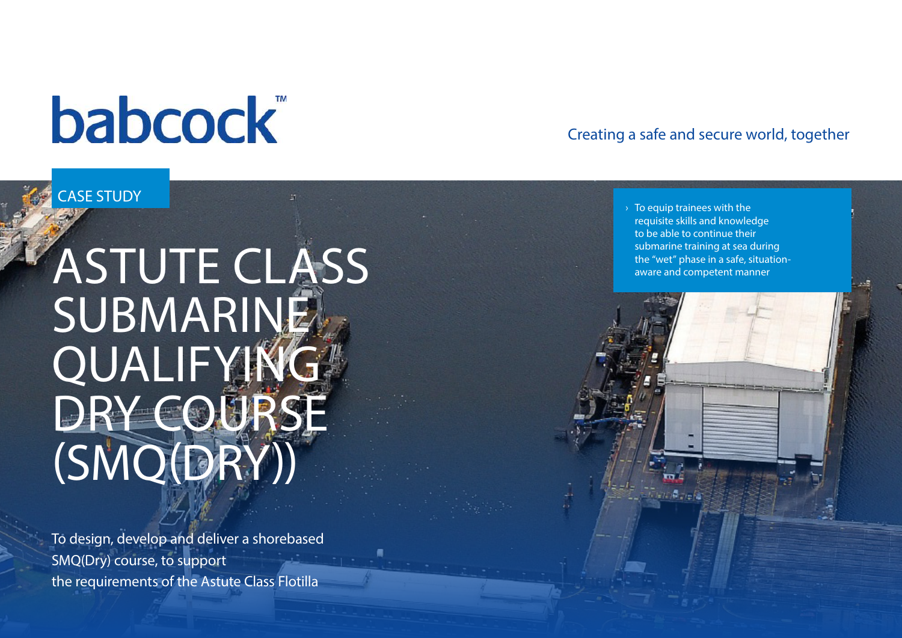babcock™

Creating a safe and secure world, together

CASE STUDY

# ASTUTE CLASS SUBMARINE QUALIFYING DRY COURSE (SMQ(DRY))

To design, develop and deliver a shorebased SMQ(Dry) course, to support the requirements of the Astute Class Flotilla

- To equip trainees with the requisite skills and knowledge to be able to continue their submarine training at sea during the "wet" phase in a safe, situation-aware and competent manner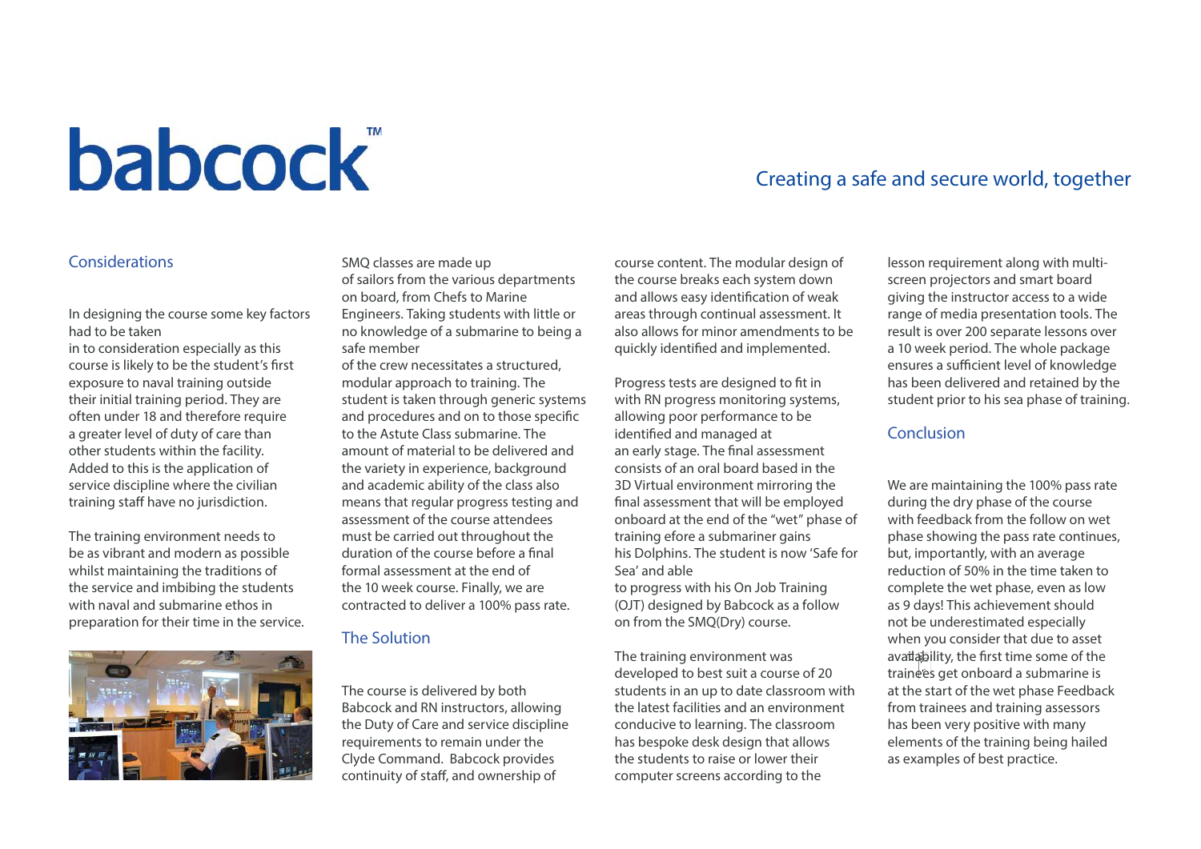# babcock™

Creating a safe and secure world, together

## Considerations

In designing the course some key factors had to be taken in to consideration especially as this course is likely to be the student's first exposure to naval training outside their initial training period. They are often under 18 and therefore require a greater level of duty of care than other students within the facility. Added to this is the application of service discipline where the civilian training staff have no jurisdiction.

The training environment needs to be as vibrant and modern as possible whilst maintaining the traditions of the service and imbibing the students with naval and submarine ethos in preparation for their time in the service.

SMQ classes are made up of sailors from the various departments on board, from Chefs to Marine Engineers. Taking students with little or no knowledge of a submarine to being a safe member of the crew necessitates a structured, modular approach to training. The student is taken through generic systems and procedures and on to those specific to the Astute Class submarine. The amount of material to be delivered and the variety in experience, background and academic ability of the class also means that regular progress testing and assessment of the course attendees must be carried out throughout the duration of the course before a final formal assessment at the end of the 10 week course. Finally, we are contracted to deliver a 100% pass rate.

## The Solution

The course is delivered by both Babcock and RN instructors, allowing the Duty of Care and service discipline requirements to remain under the Clyde Command. Babcock provides continuity of staff, and ownership of course content. The modular design of the course breaks each system down and allows easy identification of weak areas through continual assessment. It also allows for minor amendments to be quickly identified and implemented.

Progress tests are designed to fit in with RN progress monitoring systems, allowing poor performance to be identified and managed at an early stage. The final assessment consists of an oral board based in the 3D Virtual environment mirroring the final assessment that will be employed onboard at the end of the "wet" phase of training efore a submariner gains his Dolphins. The student is now 'Safe for Sea' and able to progress with his On Job Training (OJT) designed by Babcock as a follow on from the SMQ(Dry) course.

The training environment was developed to best suit a course of 20 students in an up to date classroom with the latest facilities and an environment conducive to learning. The classroom has bespoke desk design that allows the students to raise or lower their computer screens according to the lesson requirement along with multi-screen projectors and smart board giving the instructor access to a wide range of media presentation tools. The result is over 200 separate lessons over a 10 week period. The whole package ensures a sufficient level of knowledge has been delivered and retained by the student prior to his sea phase of training.

## Conclusion

We are maintaining the 100% pass rate during the dry phase of the course with feedback from the follow on wet phase showing the pass rate continues, but, importantly, with an average reduction of 50% in the time taken to complete the wet phase, even as low as 9 days! This achievement should not be underestimated especially when you consider that due to asset availability, the first time some of the trainees get onboard a submarine is at the start of the wet phase Feedback from trainees and training assessors has been very positive with many elements of the training being hailed as examples of best practice.